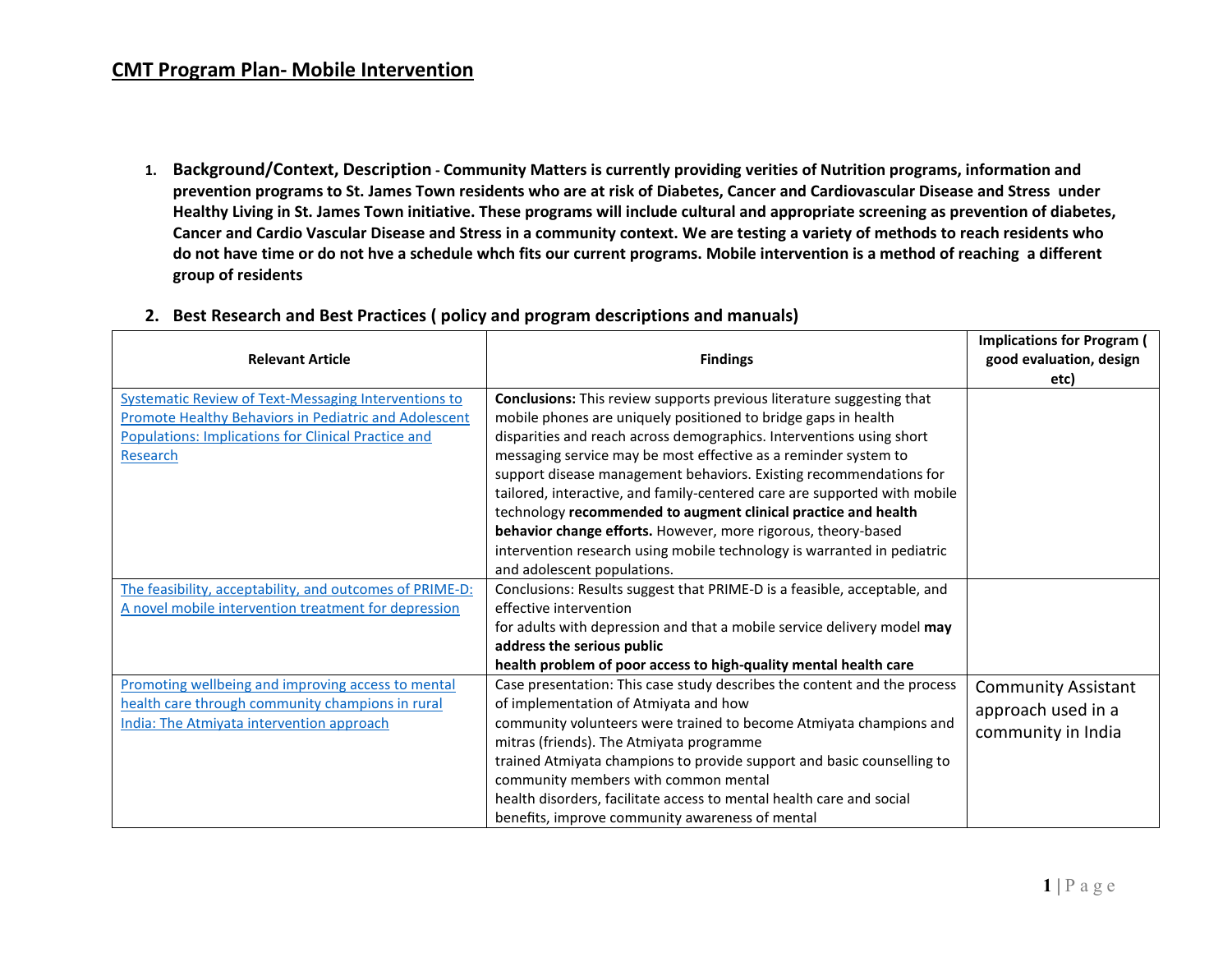# CMT Program Plan- Mobile Intervention

1. **Background/Context, Description - Community Matters is currently providing verities of Nutrition programs, information and prevention programs to St. James Town residents who are at risk of Diabetes, Cancer and Cardiovascular Disease and Stress under Healthy Living in St. James Town initiative. These programs will include cultural and appropriate screening as prevention of diabetes, Cancer and Cardio Vascular Disease and Stress in a community context. We are testing a variety of methods to reach residents who do not have time or do not hve a schedule whch fits our current programs. Mobile intervention is a method of reaching a different group of residents**

2. **Best Research and Best Practices ( policy and program descriptions and manuals)**

| Relevant Article | Findings | Implications for Program ( good evaluation, design etc) |
|---|---|---|
| Systematic Review of Text-Messaging Interventions to Promote Healthy Behaviors in Pediatric and Adolescent Populations: Implications for Clinical Practice and Research | **Conclusions:** This review supports previous literature suggesting that mobile phones are uniquely positioned to bridge gaps in health disparities and reach across demographics. Interventions using short messaging service may be most effective as a reminder system to support disease management behaviors. Existing recommendations for tailored, interactive, and family-centered care are supported with mobile technology **recommended to augment clinical practice and health behavior change efforts.** However, more rigorous, theory-based intervention research using mobile technology is warranted in pediatric and adolescent populations. | |
| The feasibility, acceptability, and outcomes of PRIME-D: A novel mobile intervention treatment for depression | Conclusions: Results suggest that PRIME-D is a feasible, acceptable, and effective intervention for adults with depression and that a mobile service delivery model **may address the serious public health problem of poor access to high-quality mental health care** | |
| Promoting wellbeing and improving access to mental health care through community champions in rural India: The Atmiyata intervention approach | Case presentation: This case study describes the content and the process of implementation of Atmiyata and how community volunteers were trained to become Atmiyata champions and mitras (friends). The Atmiyata programme trained Atmiyata champions to provide support and basic counselling to community members with common mental health disorders, facilitate access to mental health care and social benefits, improve community awareness of mental | Community Assistant approach used in a community in India |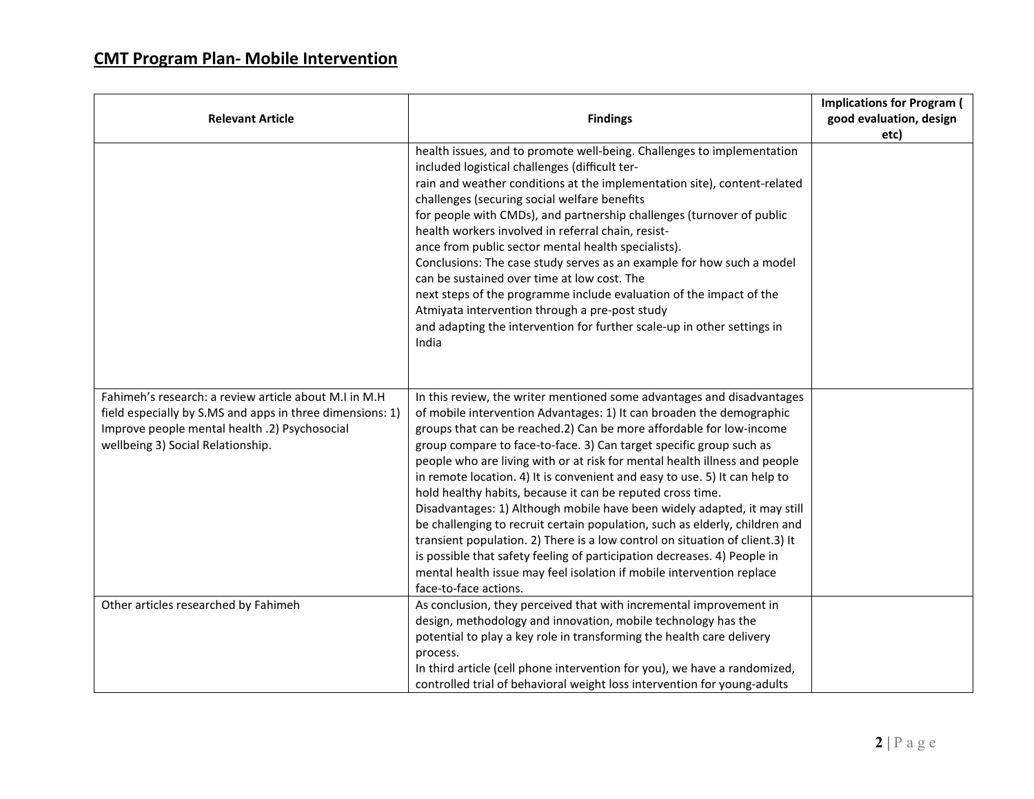## CMT Program Plan- Mobile Intervention

| Relevant Article | Findings | Implications for Program ( good evaluation, design etc) |
|---|---|---|
| | health issues, and to promote well-being. Challenges to implementation included logistical challenges (difficult ter-rain and weather conditions at the implementation site), content-related challenges (securing social welfare benefits for people with CMDs), and partnership challenges (turnover of public health workers involved in referral chain, resist-ance from public sector mental health specialists). Conclusions: The case study serves as an example for how such a model can be sustained over time at low cost. The next steps of the programme include evaluation of the impact of the Atmiyata intervention through a pre-post study and adapting the intervention for further scale-up in other settings in India | |
| Fahimeh's research: a review article about M.I in M.H field especially by S.MS and apps in three dimensions: 1) Improve people mental health .2) Psychosocial wellbeing 3) Social Relationship. | In this review, the writer mentioned some advantages and disadvantages of mobile intervention Advantages: 1) It can broaden the demographic groups that can be reached.2) Can be more affordable for low-income group compare to face-to-face. 3) Can target specific group such as people who are living with or at risk for mental health illness and people in remote location. 4) It is convenient and easy to use. 5) It can help to hold healthy habits, because it can be reputed cross time. Disadvantages: 1) Although mobile have been widely adapted, it may still be challenging to recruit certain population, such as elderly, children and transient population. 2) There is a low control on situation of client.3) It is possible that safety feeling of participation decreases. 4) People in mental health issue may feel isolation if mobile intervention replace face-to-face actions. | |
| Other articles researched by Fahimeh | As conclusion, they perceived that with incremental improvement in design, methodology and innovation, mobile technology has the potential to play a key role in transforming the health care delivery process. In third article (cell phone intervention for you), we have a randomized, controlled trial of behavioral weight loss intervention for young-adults | |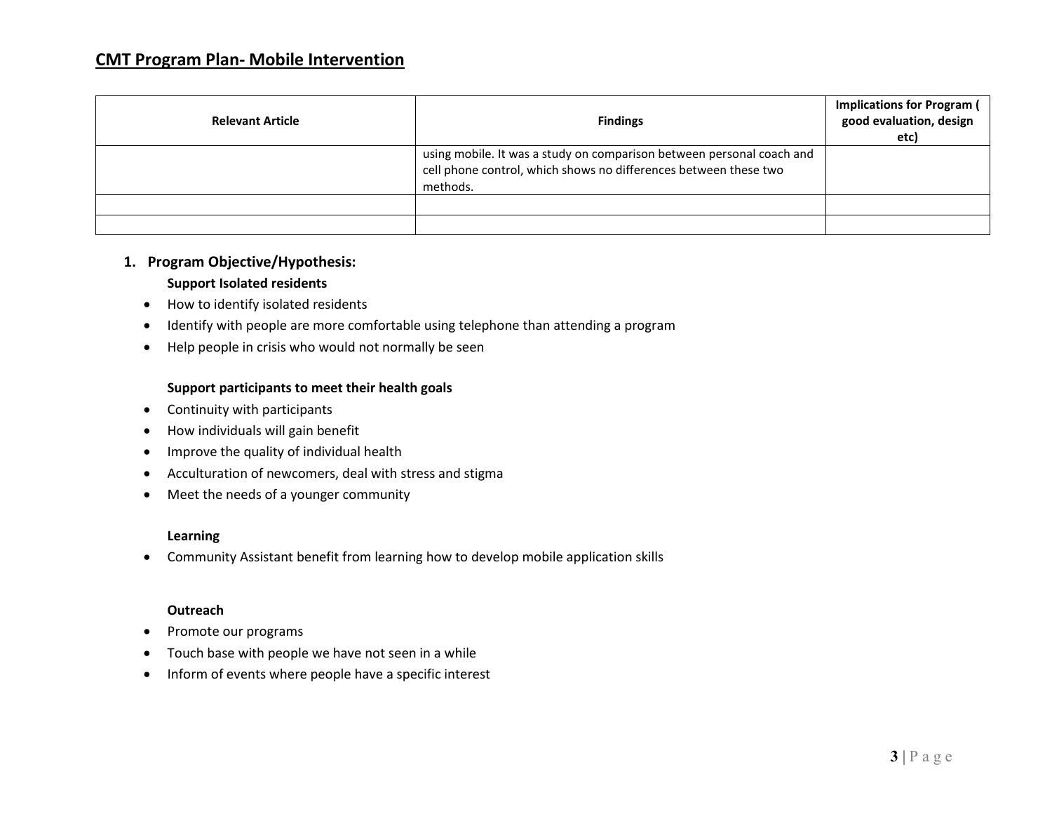## CMT Program Plan- Mobile Intervention

| Relevant Article | Findings | Implications for Program ( good evaluation, design etc) |
|---|---|---|
| | using mobile. It was a study on comparison between personal coach and cell phone control, which shows no differences between these two methods. | |
| | | |
| | | |

1. **Program Objective/Hypothesis:**

**Support Isolated residents**

- How to identify isolated residents
- Identify with people are more comfortable using telephone than attending a program
- Help people in crisis who would not normally be seen

**Support participants to meet their health goals**

- Continuity with participants
- How individuals will gain benefit
- Improve the quality of individual health
- Acculturation of newcomers, deal with stress and stigma
- Meet the needs of a younger community

**Learning**

- Community Assistant benefit from learning how to develop mobile application skills

**Outreach**

- Promote our programs
- Touch base with people we have not seen in a while
- Inform of events where people have a specific interest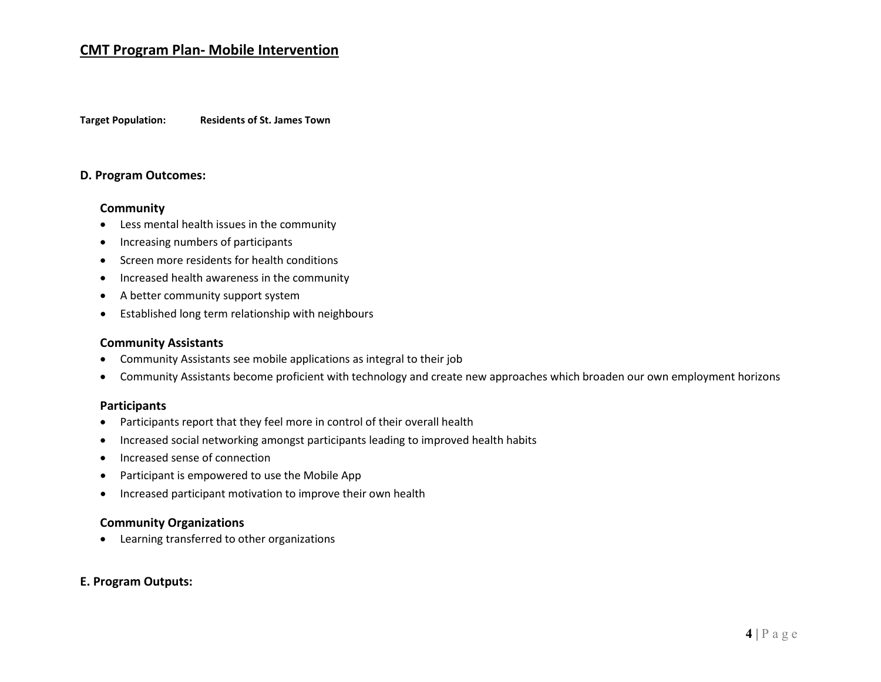# CMT Program Plan- Mobile Intervention

**Target Population:** **Residents of St. James Town**

## D. Program Outcomes:

### Community

- Less mental health issues in the community
- Increasing numbers of participants
- Screen more residents for health conditions
- Increased health awareness in the community
- A better community support system
- Established long term relationship with neighbours

### Community Assistants

- Community Assistants see mobile applications as integral to their job
- Community Assistants become proficient with technology and create new approaches which broaden our own employment horizons

### Participants

- Participants report that they feel more in control of their overall health
- Increased social networking amongst participants leading to improved health habits
- Increased sense of connection
- Participant is empowered to use the Mobile App
- Increased participant motivation to improve their own health

### Community Organizations

- Learning transferred to other organizations

## E. Program Outputs: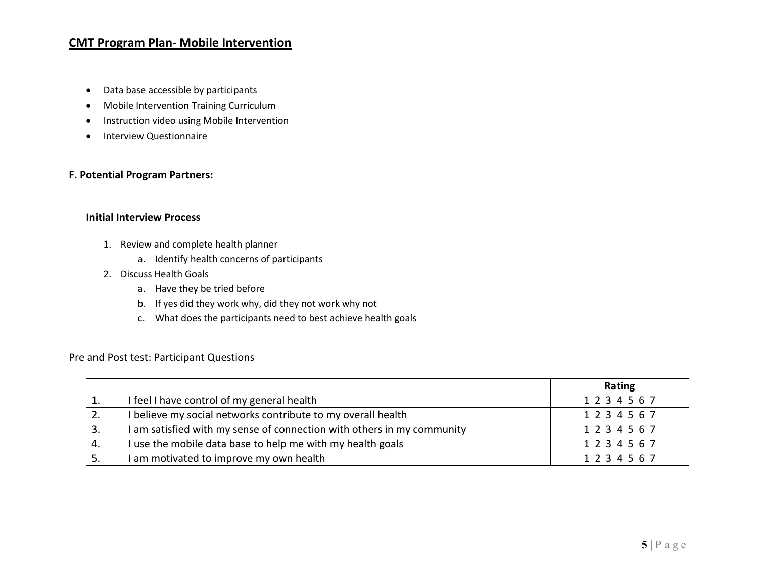# CMT Program Plan- Mobile Intervention

- Data base accessible by participants
- Mobile Intervention Training Curriculum
- Instruction video using Mobile Intervention
- Interview Questionnaire

**F. Potential Program Partners:**

**Initial Interview Process**

1. Review and complete health planner
    a. Identify health concerns of participants
2. Discuss Health Goals
    a. Have they be tried before
    b. If yes did they work why, did they not work why not
    c. What does the participants need to best achieve health goals

Pre and Post test: Participant Questions

| | | **Rating** |
|---|---|---|
| 1. | I feel I have control of my general health | 1 2 3 4 5 6 7 |
| 2. | I believe my social networks contribute to my overall health | 1 2 3 4 5 6 7 |
| 3. | I am satisfied with my sense of connection with others in my community | 1 2 3 4 5 6 7 |
| 4. | I use the mobile data base to help me with my health goals | 1 2 3 4 5 6 7 |
| 5. | I am motivated to improve my own health | 1 2 3 4 5 6 7 |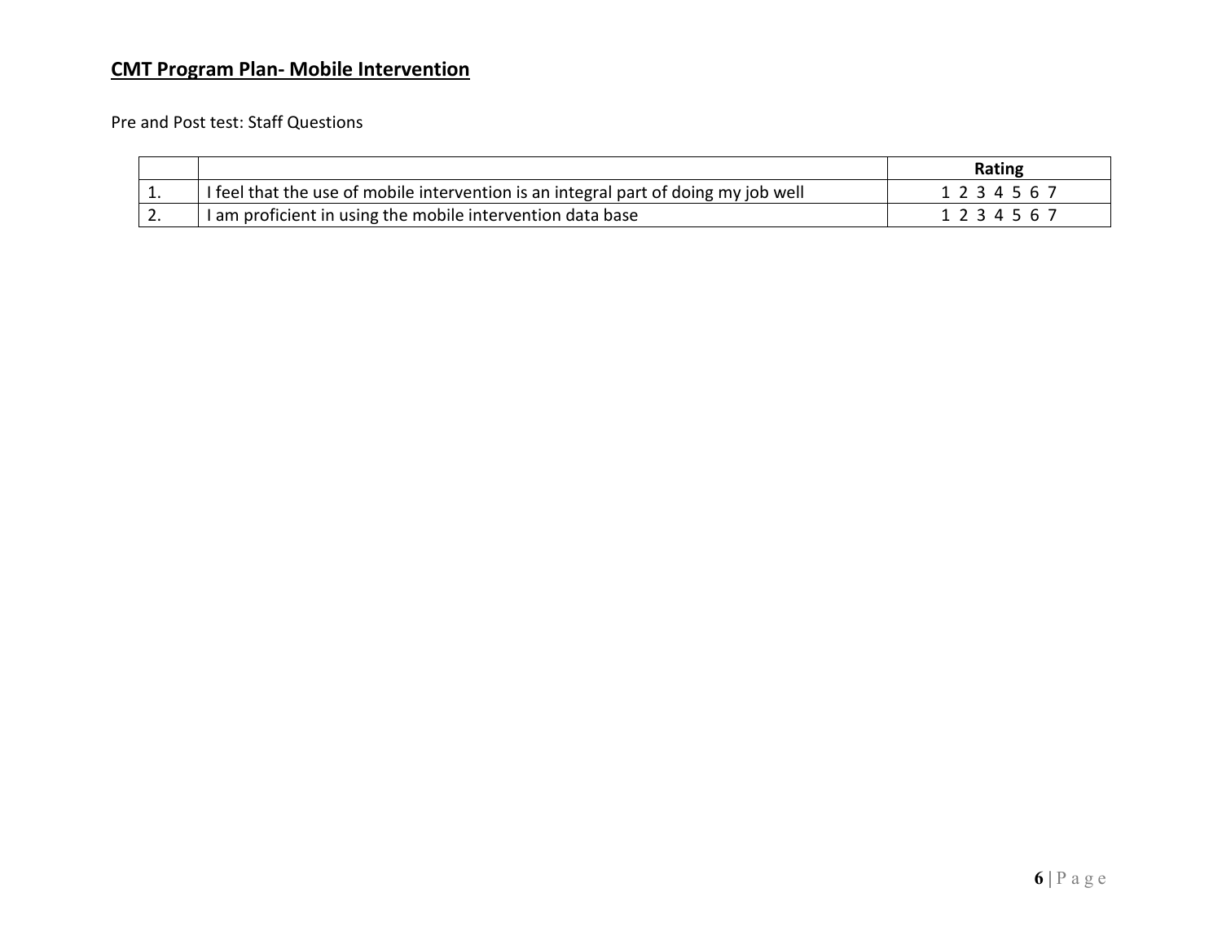**CMT Program Plan- Mobile Intervention**

Pre and Post test: Staff Questions

| | | Rating |
|---|---|---|
| 1. | I feel that the use of mobile intervention is an integral part of doing my job well | 1 2 3 4 5 6 7 |
| 2. | I am proficient in using the mobile intervention data base | 1 2 3 4 5 6 7 |